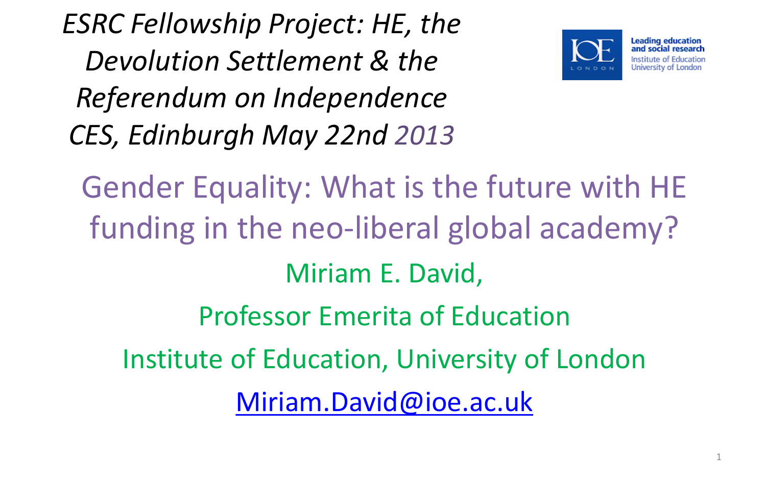*ESRC Fellowship Project: HE, the Devolution Settlement & the Referendum on Independence CES, Edinburgh May 22nd 2013*

Leading education and social research
Institute of Education
University of London

# Gender Equality: What is the future with HE funding in the neo-liberal global academy?

Miriam E. David,

Professor Emerita of Education

Institute of Education, University of London

[Miriam.David@ioe.ac.uk](mailto:Miriam.David@ioe.ac.uk)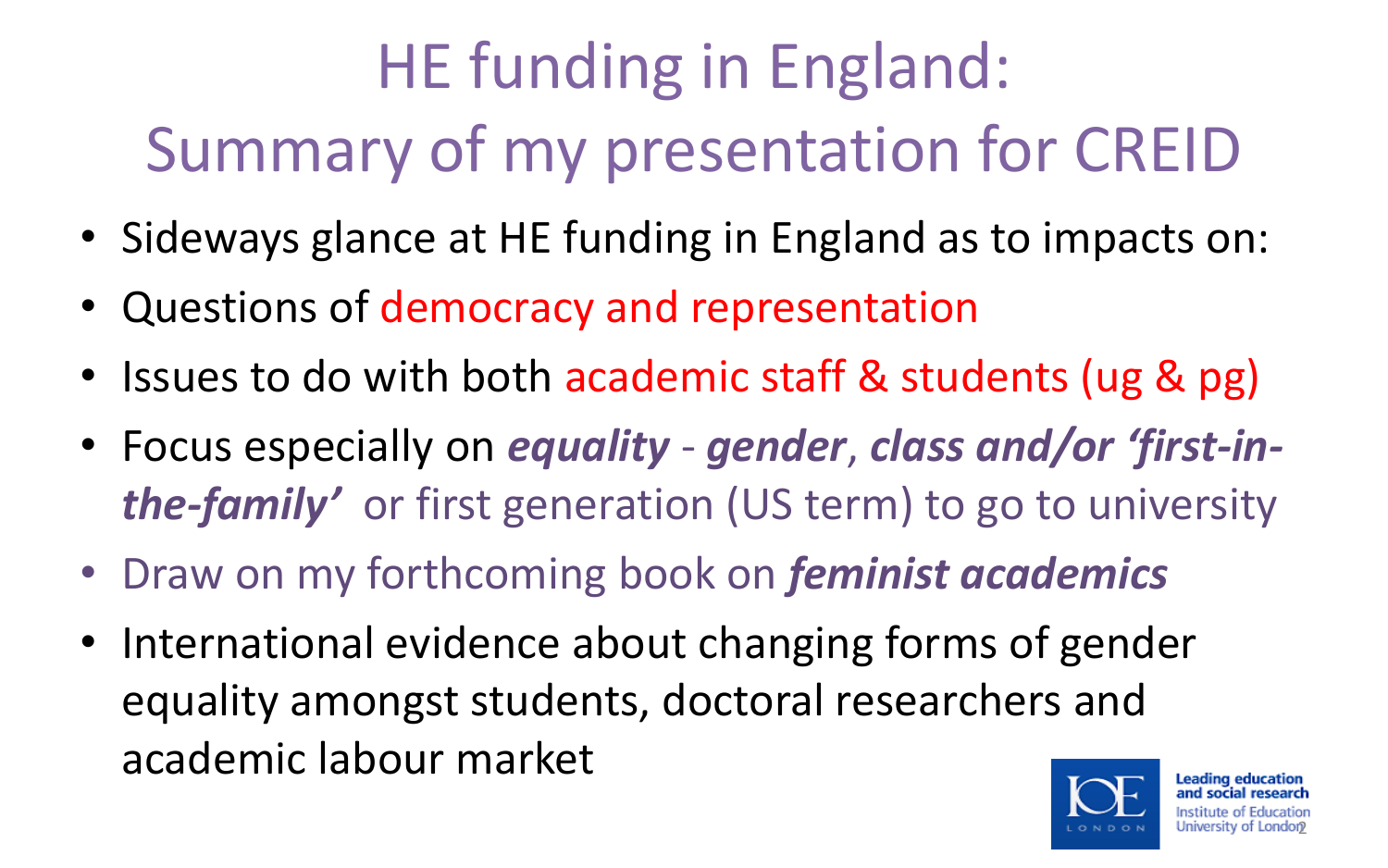# HE funding in England: Summary of my presentation for CREID

- Sideways glance at HE funding in England as to impacts on:
- Questions of democracy and representation
- Issues to do with both academic staff & students (ug & pg)
- Focus especially on ***equality*** - ***gender***, ***class and/or 'first-in-the-family'*** or first generation (US term) to go to university
- Draw on my forthcoming book on ***feminist academics***
- International evidence about changing forms of gender equality amongst students, doctoral researchers and academic labour market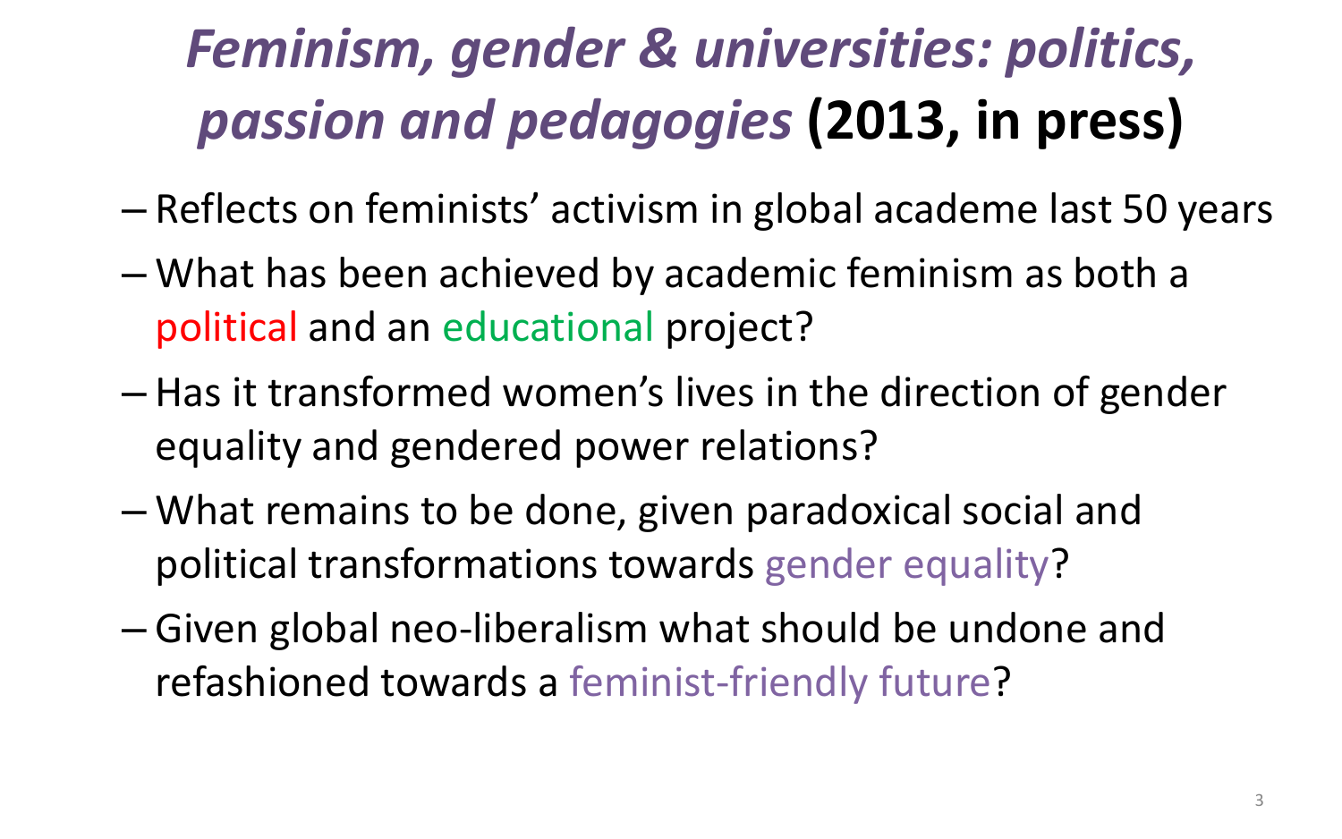# *Feminism, gender & universities: politics, passion and pedagogies* **(2013, in press)**

- Reflects on feminists' activism in global academe last 50 years
- What has been achieved by academic feminism as both a political and an educational project?
- Has it transformed women's lives in the direction of gender equality and gendered power relations?
- What remains to be done, given paradoxical social and political transformations towards gender equality?
- Given global neo-liberalism what should be undone and refashioned towards a feminist-friendly future?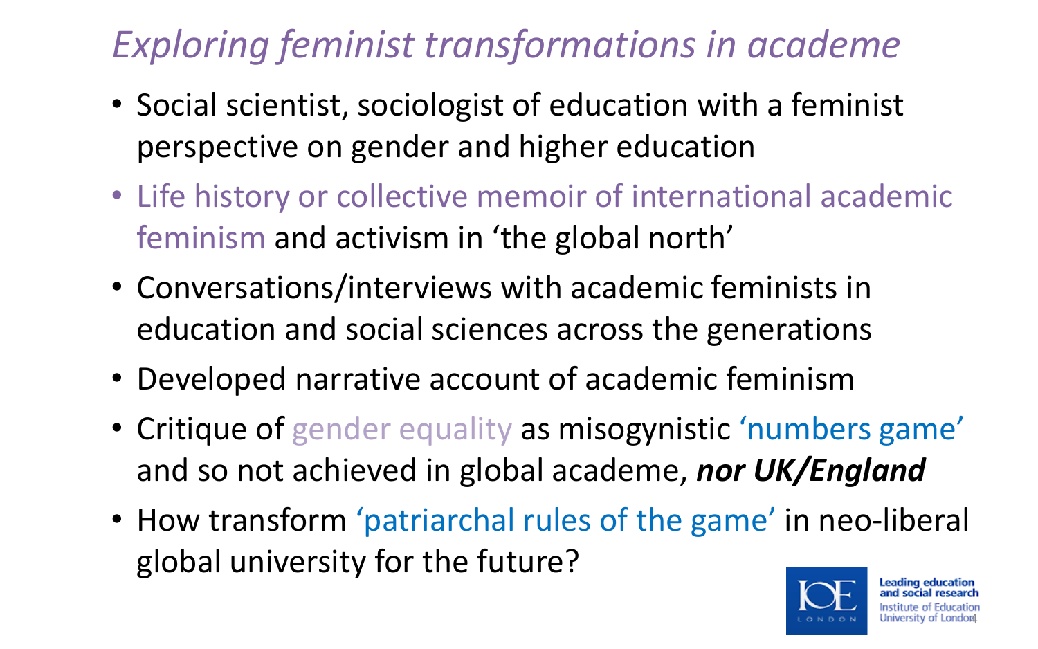# *Exploring feminist transformations in academe*

- Social scientist, sociologist of education with a feminist perspective on gender and higher education
- Life history or collective memoir of international academic feminism and activism in 'the global north'
- Conversations/interviews with academic feminists in education and social sciences across the generations
- Developed narrative account of academic feminism
- Critique of gender equality as misogynistic 'numbers game' and so not achieved in global academe, ***nor UK/England***
- How transform 'patriarchal rules of the game' in neo-liberal global university for the future?

IOE LONDON — Leading education and social research — Institute of Education, University of London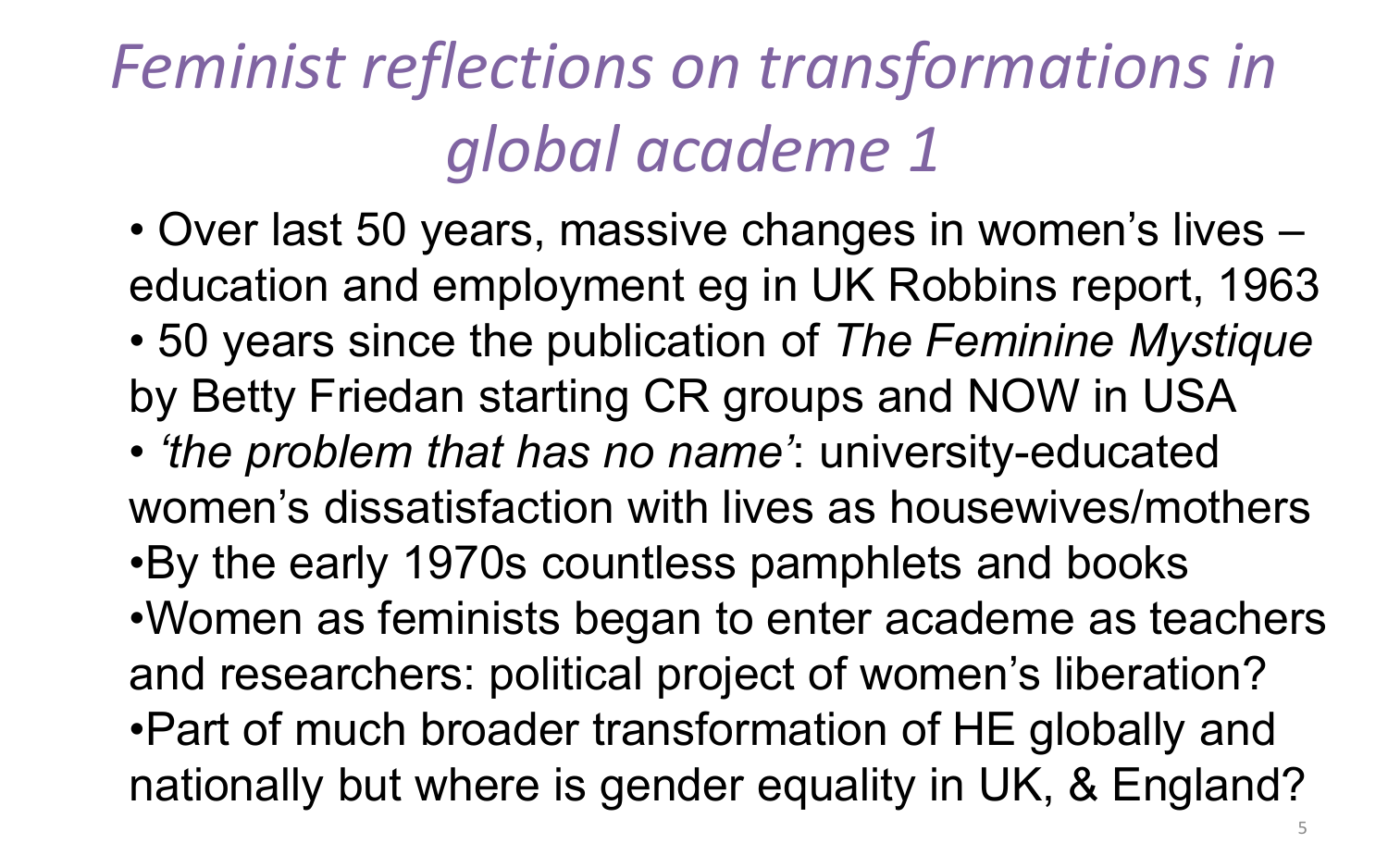# *Feminist reflections on transformations in global academe 1*

- Over last 50 years, massive changes in women's lives – education and employment eg in UK Robbins report, 1963
- 50 years since the publication of *The Feminine Mystique* by Betty Friedan starting CR groups and NOW in USA
- *'the problem that has no name'*: university-educated women's dissatisfaction with lives as housewives/mothers
- By the early 1970s countless pamphlets and books
- Women as feminists began to enter academe as teachers and researchers: political project of women's liberation?
- Part of much broader transformation of HE globally and nationally but where is gender equality in UK, & England?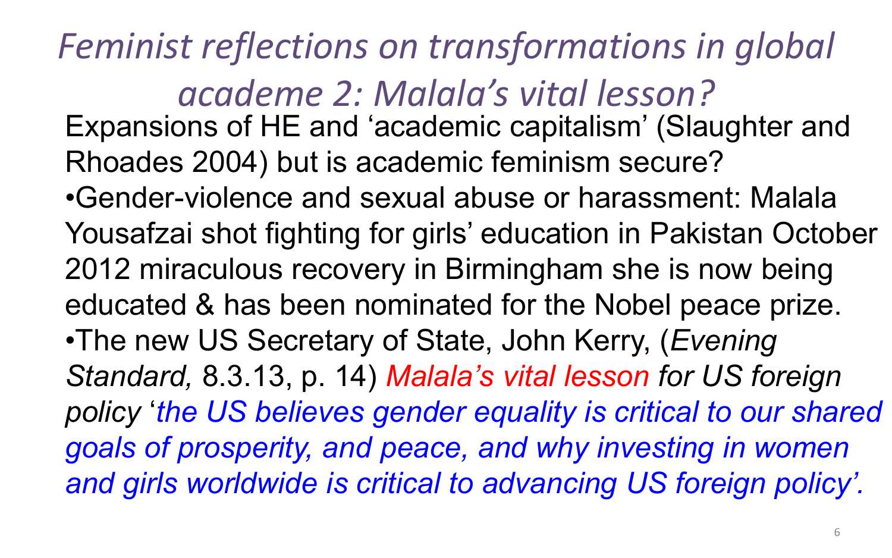# *Feminist reflections on transformations in global academe 2: Malala's vital lesson?*

Expansions of HE and 'academic capitalism' (Slaughter and Rhoades 2004) but is academic feminism secure?

- Gender-violence and sexual abuse or harassment: Malala Yousafzai shot fighting for girls' education in Pakistan October 2012 miraculous recovery in Birmingham she is now being educated & has been nominated for the Nobel peace prize.
- The new US Secretary of State, John Kerry, (*Evening Standard,* 8.3.13, p. 14) *Malala's vital lesson for US foreign policy* '*the US believes gender equality is critical to our shared goals of prosperity, and peace, and why investing in women and girls worldwide is critical to advancing US foreign policy'.*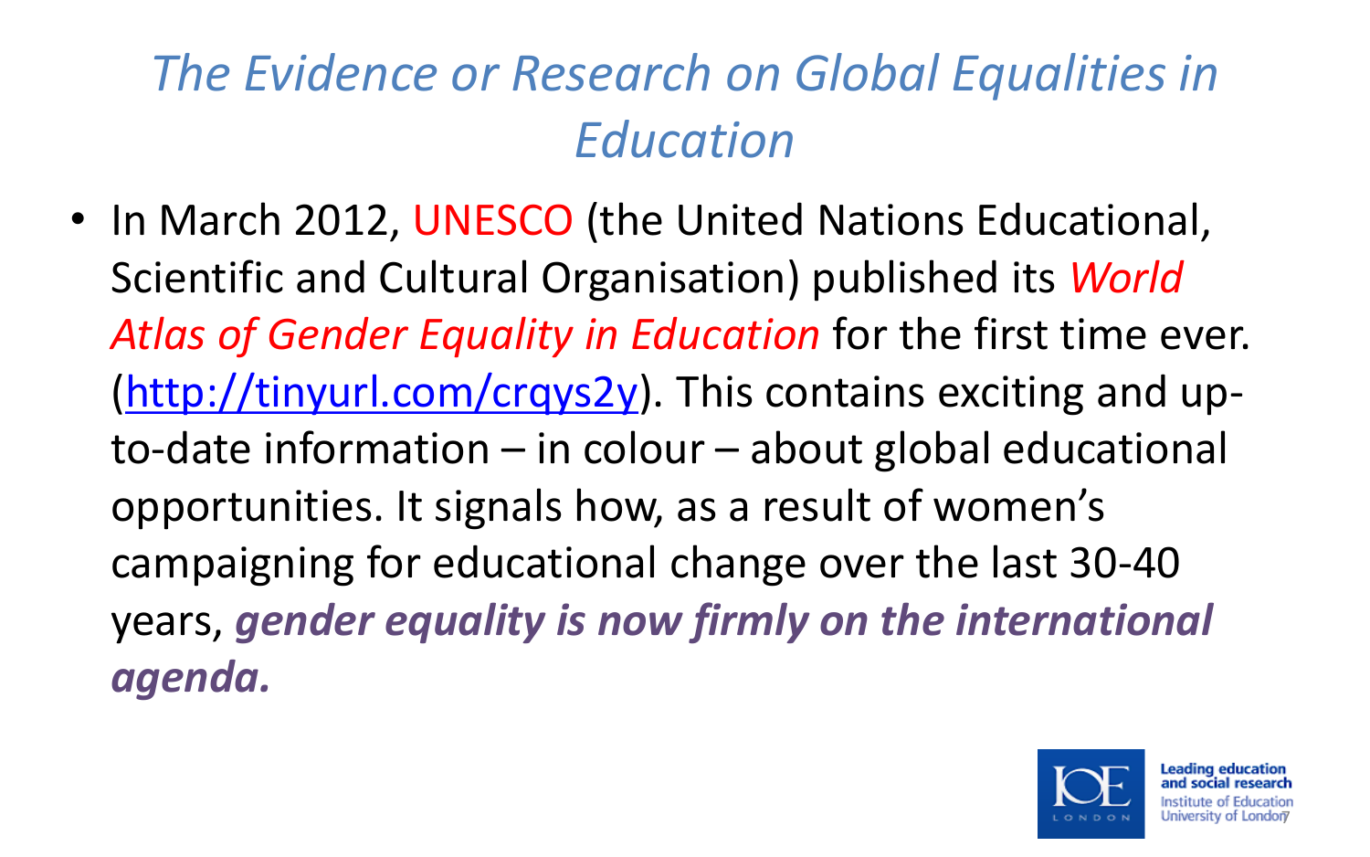# *The Evidence or Research on Global Equalities in Education*

- In March 2012, UNESCO (the United Nations Educational, Scientific and Cultural Organisation) published its *World Atlas of Gender Equality in Education* for the first time ever. (http://tinyurl.com/crqys2y). This contains exciting and up-to-date information – in colour – about global educational opportunities. It signals how, as a result of women's campaigning for educational change over the last 30-40 years, ***gender equality is now firmly on the international agenda.***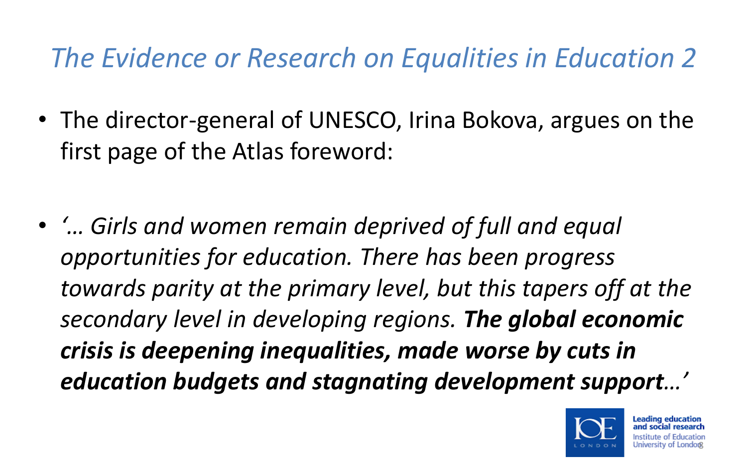# *The Evidence or Research on Equalities in Education 2*

- The director-general of UNESCO, Irina Bokova, argues on the first page of the Atlas foreword:

- *'… Girls and women remain deprived of full and equal opportunities for education. There has been progress towards parity at the primary level, but this tapers off at the secondary level in developing regions.* ***The global economic crisis is deepening inequalities, made worse by cuts in education budgets and stagnating development support****…'*

Leading education and social research
Institute of Education
University of London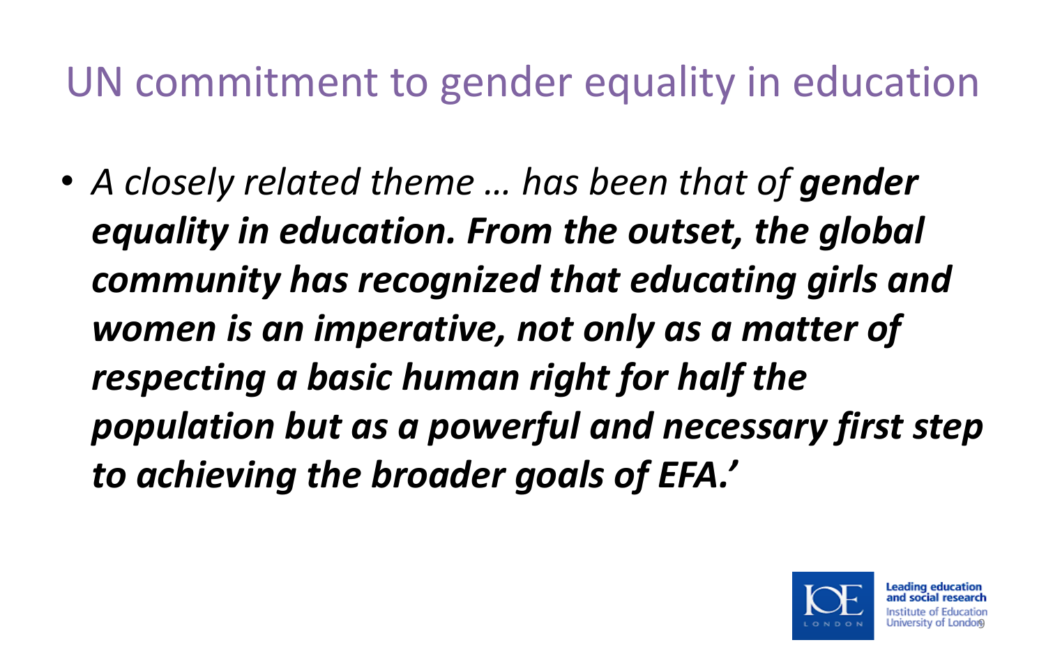# UN commitment to gender equality in education

- *A closely related theme … has been that of* ***gender equality in education. From the outset, the global community has recognized that educating girls and women is an imperative, not only as a matter of respecting a basic human right for half the population but as a powerful and necessary first step to achieving the broader goals of EFA.’***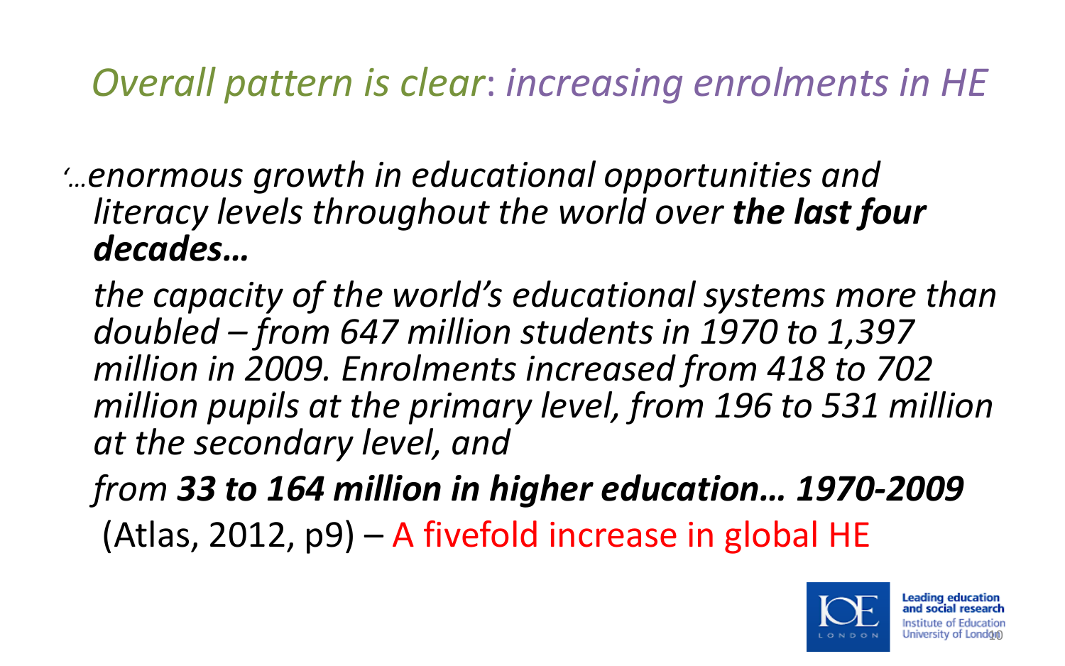# *Overall pattern is clear: increasing enrolments in HE*

'…*enormous growth in educational opportunities and literacy levels throughout the world over* ***the last four decades…***

*the capacity of the world's educational systems more than doubled – from 647 million students in 1970 to 1,397 million in 2009. Enrolments increased from 418 to 702 million pupils at the primary level, from 196 to 531 million at the secondary level, and*

*from* ***33 to 164 million in higher education… 1970-2009***

(Atlas, 2012, p9) – A fivefold increase in global HE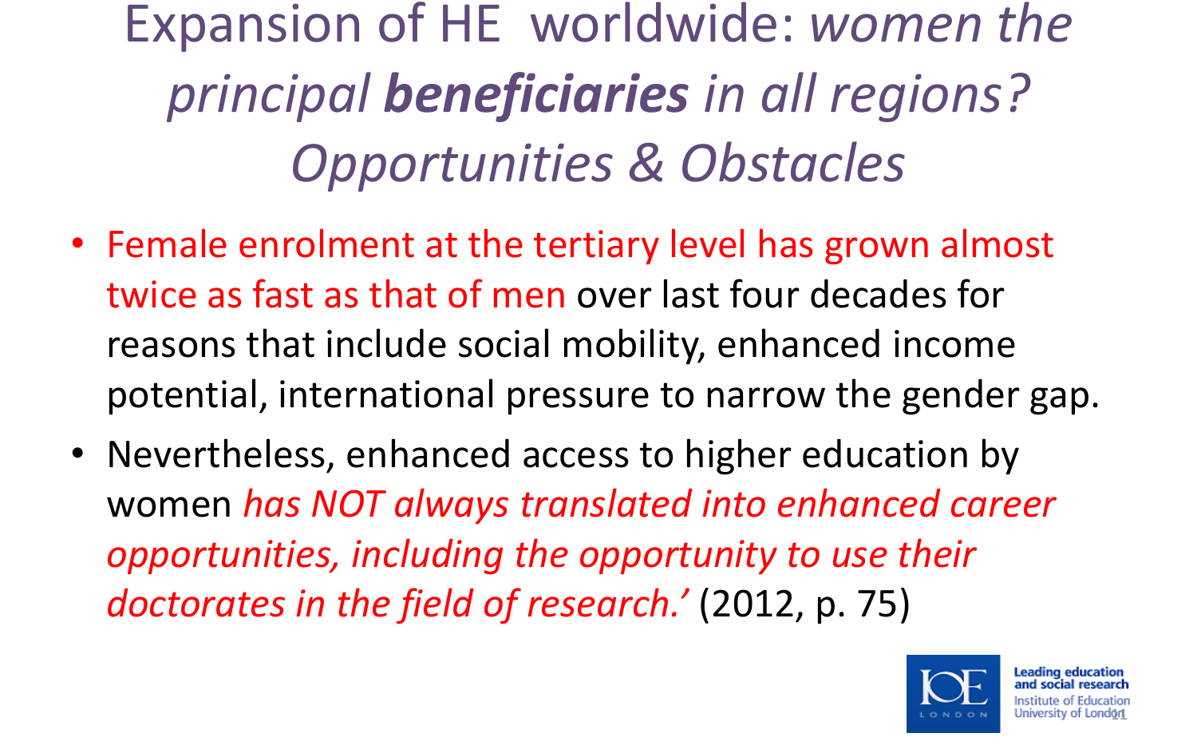# Expansion of HE worldwide: *women the principal **beneficiaries** in all regions? Opportunities & Obstacles*

- Female enrolment at the tertiary level has grown almost twice as fast as that of men over last four decades for reasons that include social mobility, enhanced income potential, international pressure to narrow the gender gap.
- Nevertheless, enhanced access to higher education by women *has NOT always translated into enhanced career opportunities, including the opportunity to use their doctorates in the field of research.'* (2012, p. 75)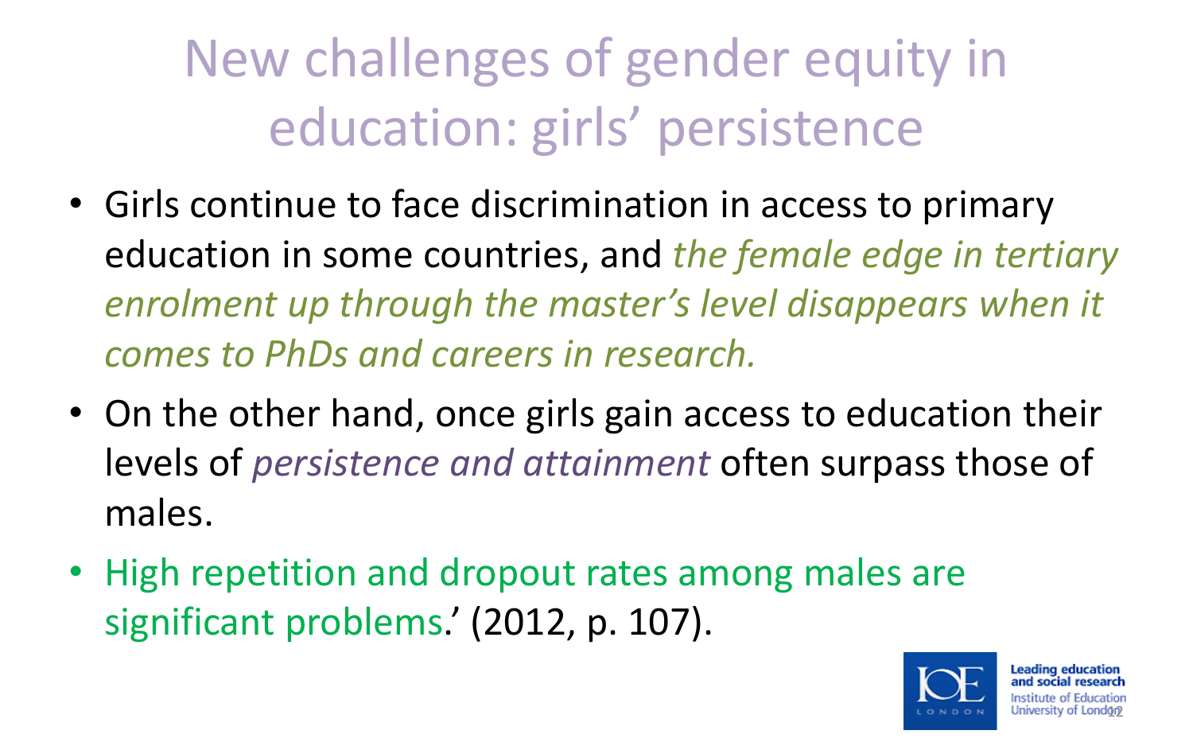# New challenges of gender equity in education: girls' persistence

- Girls continue to face discrimination in access to primary education in some countries, and *the female edge in tertiary enrolment up through the master's level disappears when it comes to PhDs and careers in research.*
- On the other hand, once girls gain access to education their levels of *persistence and attainment* often surpass those of males.
- High repetition and dropout rates among males are significant problems.' (2012, p. 107).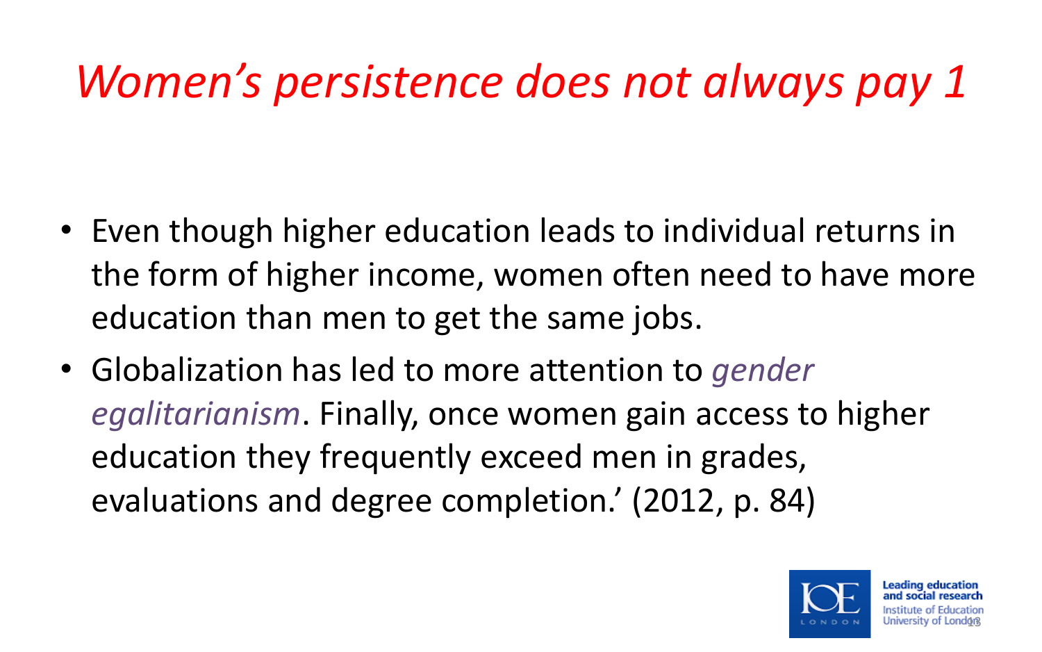# *Women's persistence does not always pay 1*

- Even though higher education leads to individual returns in the form of higher income, women often need to have more education than men to get the same jobs.
- Globalization has led to more attention to *gender egalitarianism*. Finally, once women gain access to higher education they frequently exceed men in grades, evaluations and degree completion.' (2012, p. 84)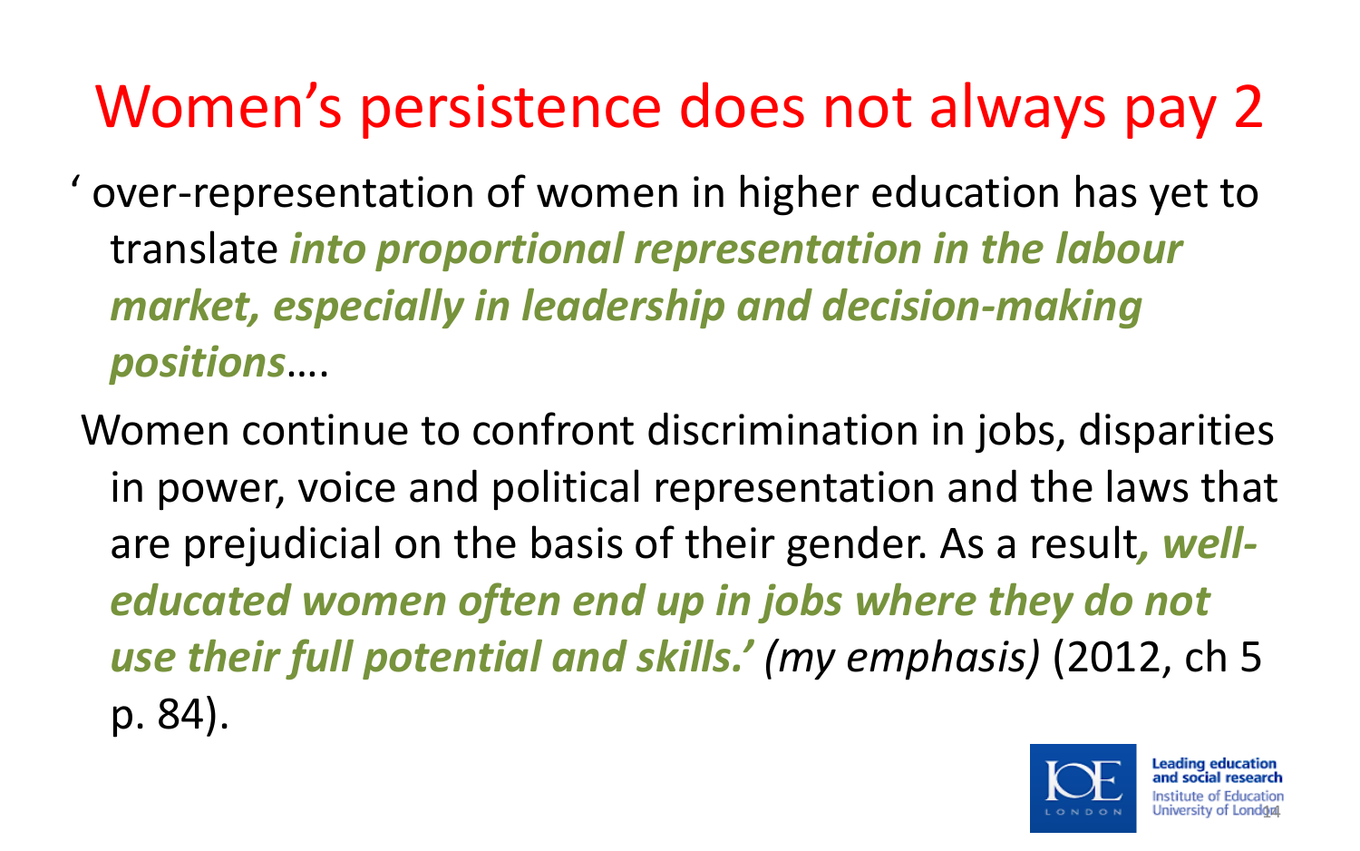# Women's persistence does not always pay 2

' over-representation of women in higher education has yet to translate ***into proportional representation in the labour market, especially in leadership and decision-making positions***….

Women continue to confront discrimination in jobs, disparities in power, voice and political representation and the laws that are prejudicial on the basis of their gender. As a result***, well-educated women often end up in jobs where they do not use their full potential and skills.'*** *(my emphasis)* (2012, ch 5 p. 84).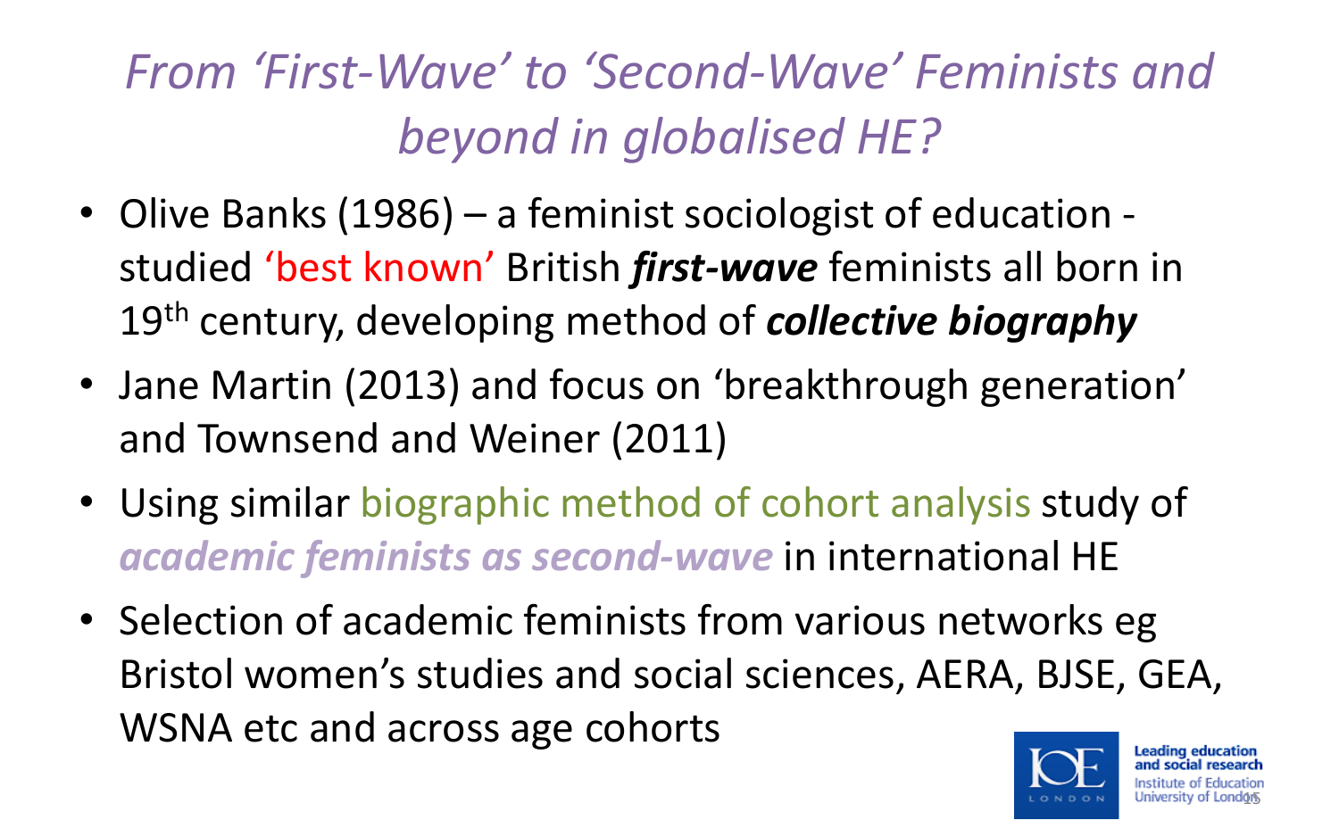# *From 'First-Wave' to 'Second-Wave' Feminists and beyond in globalised HE?*

- Olive Banks (1986) – a feminist sociologist of education - studied 'best known' British ***first-wave*** feminists all born in 19th century, developing method of ***collective biography***
- Jane Martin (2013) and focus on 'breakthrough generation' and Townsend and Weiner (2011)
- Using similar biographic method of cohort analysis study of ***academic feminists as second-wave*** in international HE
- Selection of academic feminists from various networks eg Bristol women's studies and social sciences, AERA, BJSE, GEA, WSNA etc and across age cohorts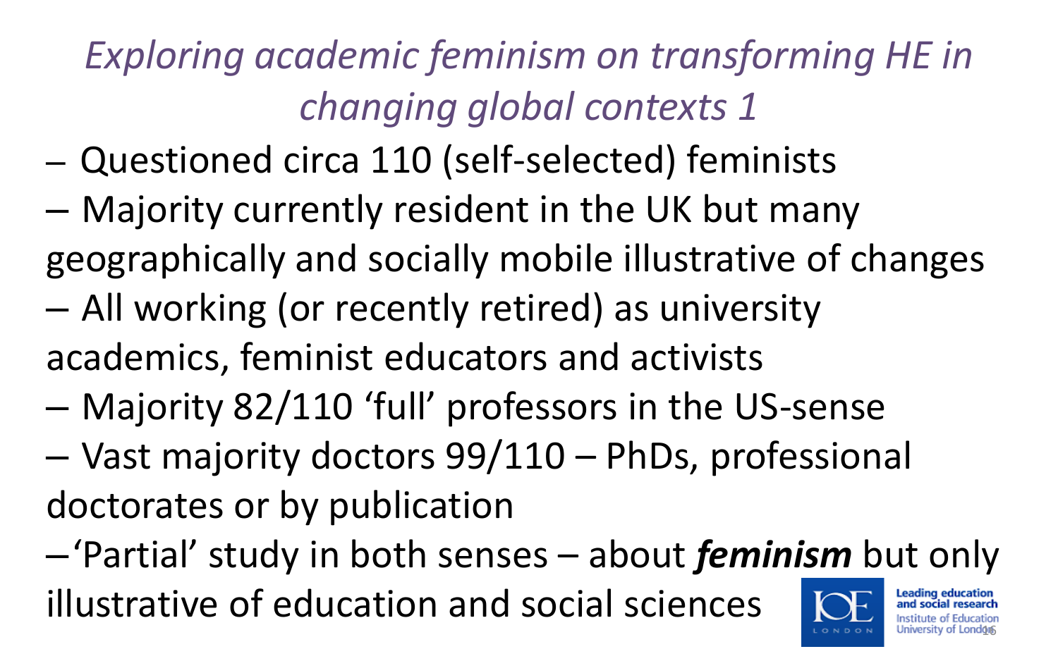# *Exploring academic feminism on transforming HE in changing global contexts 1*

- Questioned circa 110 (self-selected) feminists
- Majority currently resident in the UK but many geographically and socially mobile illustrative of changes
- All working (or recently retired) as university academics, feminist educators and activists
- Majority 82/110 'full' professors in the US-sense
- Vast majority doctors 99/110 – PhDs, professional doctorates or by publication
- 'Partial' study in both senses – about ***feminism*** but only illustrative of education and social sciences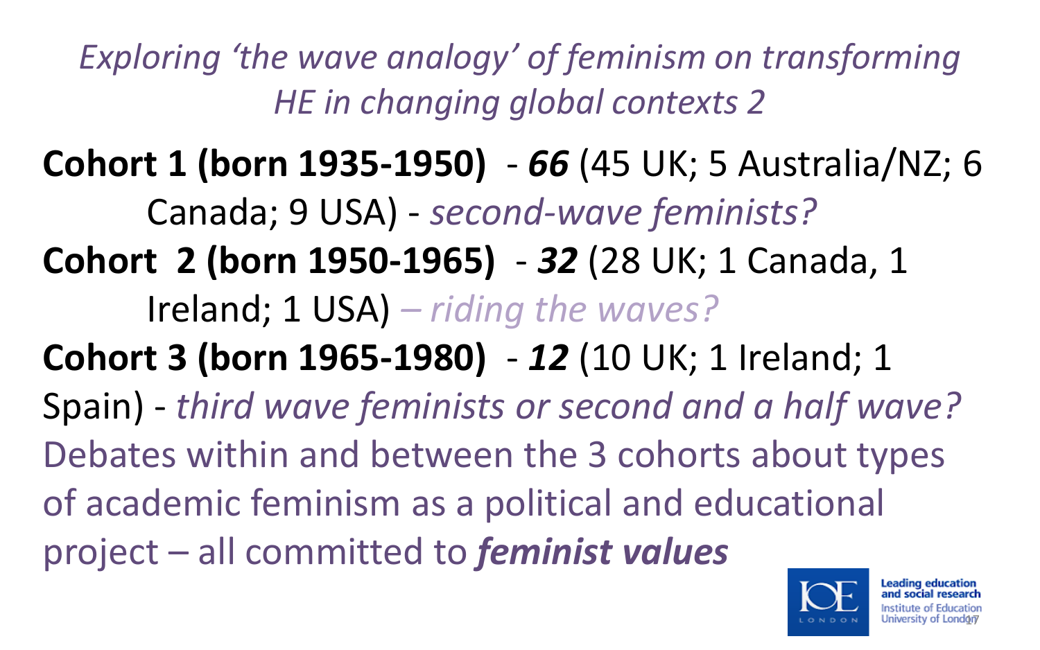# *Exploring 'the wave analogy' of feminism on transforming HE in changing global contexts 2*

**Cohort 1 (born 1935-1950)** - ***66*** (45 UK; 5 Australia/NZ; 6 Canada; 9 USA) - *second-wave feminists?*

**Cohort 2 (born 1950-1965)** - ***32*** (28 UK; 1 Canada, 1 Ireland; 1 USA) – *riding the waves?*

**Cohort 3 (born 1965-1980)** - ***12*** (10 UK; 1 Ireland; 1 Spain) - *third wave feminists or second and a half wave?*

Debates within and between the 3 cohorts about types of academic feminism as a political and educational project – all committed to ***feminist values***

Leading education and social research
Institute of Education
University of London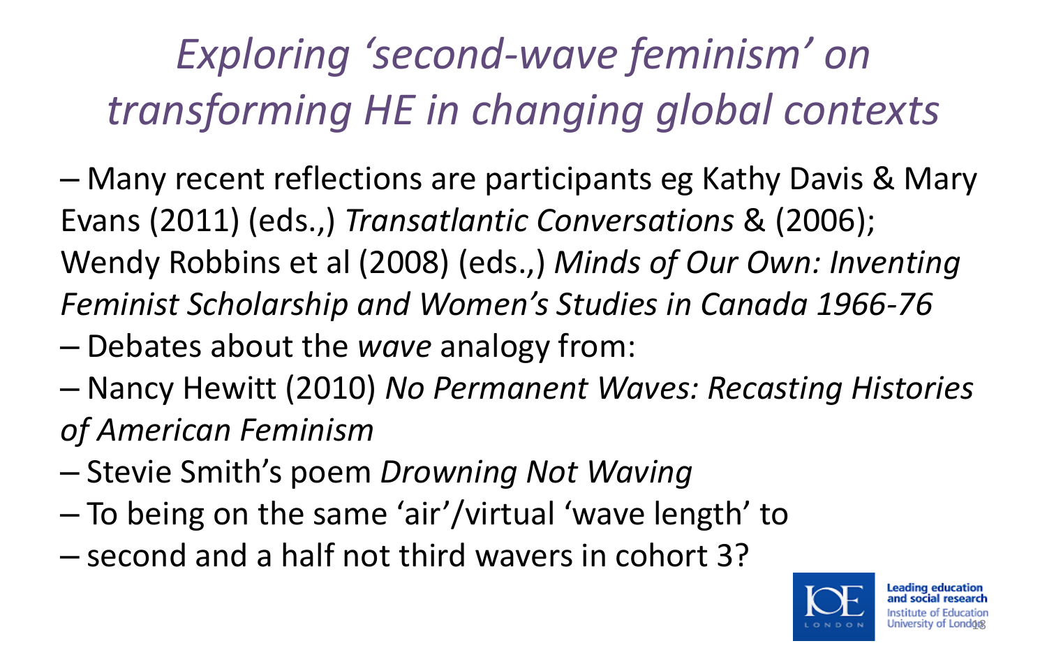# *Exploring 'second-wave feminism' on transforming HE in changing global contexts*

- Many recent reflections are participants eg Kathy Davis & Mary Evans (2011) (eds.,) *Transatlantic Conversations* & (2006); Wendy Robbins et al (2008) (eds.,) *Minds of Our Own: Inventing Feminist Scholarship and Women's Studies in Canada 1966-76*
- Debates about the *wave* analogy from:
- Nancy Hewitt (2010) *No Permanent Waves: Recasting Histories of American Feminism*
- Stevie Smith's poem *Drowning Not Waving*
- To being on the same 'air'/virtual 'wave length' to
- second and a half not third wavers in cohort 3?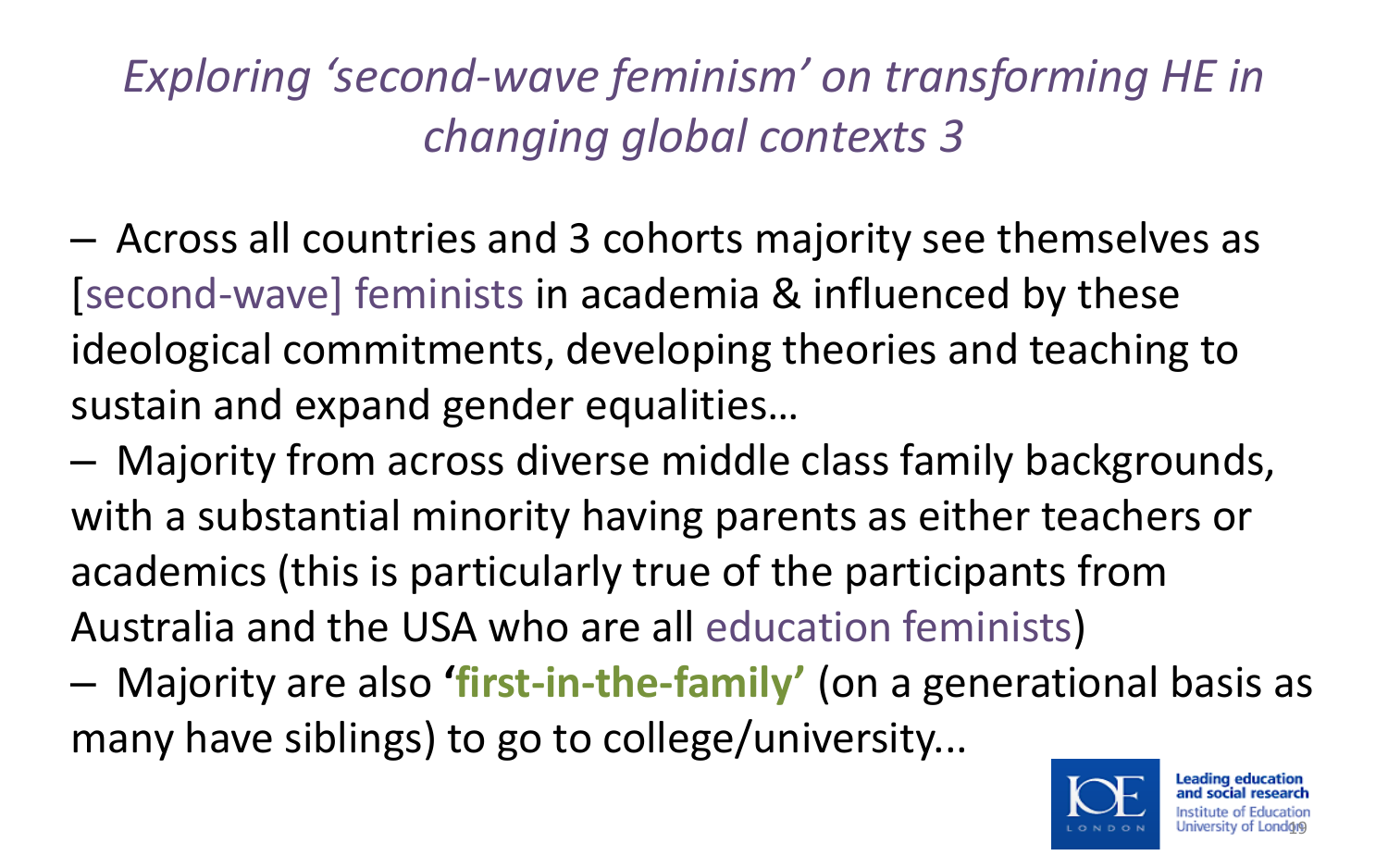# *Exploring 'second-wave feminism' on transforming HE in changing global contexts 3*

– Across all countries and 3 cohorts majority see themselves as [second-wave] feminists in academia & influenced by these ideological commitments, developing theories and teaching to sustain and expand gender equalities…

– Majority from across diverse middle class family backgrounds, with a substantial minority having parents as either teachers or academics (this is particularly true of the participants from Australia and the USA who are all education feminists)

– Majority are also **'first-in-the-family'** (on a generational basis as many have siblings) to go to college/university...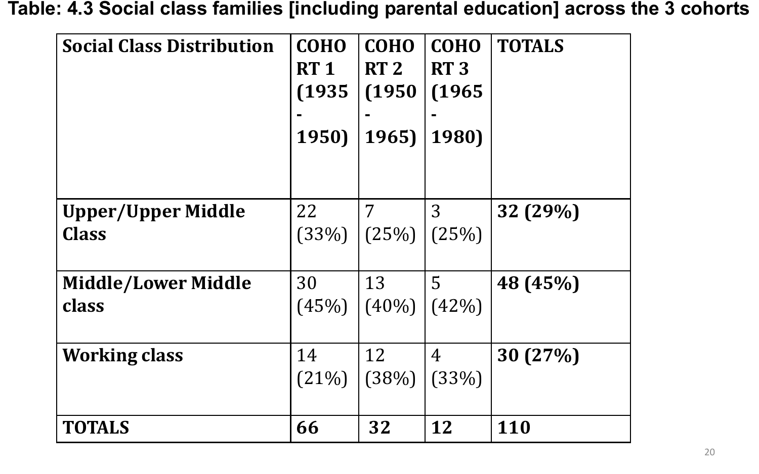**Table: 4.3 Social class families [including parental education] across the 3 cohorts**

| Social Class Distribution | COHORT 1 (1935 - 1950) | COHORT 2 (1950 - 1965) | COHORT 3 (1965 - 1980) | TOTALS |
|---|---|---|---|---|
| **Upper/Upper Middle Class** | 22 (33%) | 7 (25%) | 3 (25%) | **32 (29%)** |
| **Middle/Lower Middle class** | 30 (45%) | 13 (40%) | 5 (42%) | **48 (45%)** |
| **Working class** | 14 (21%) | 12 (38%) | 4 (33%) | **30 (27%)** |
| **TOTALS** | **66** | **32** | **12** | **110** |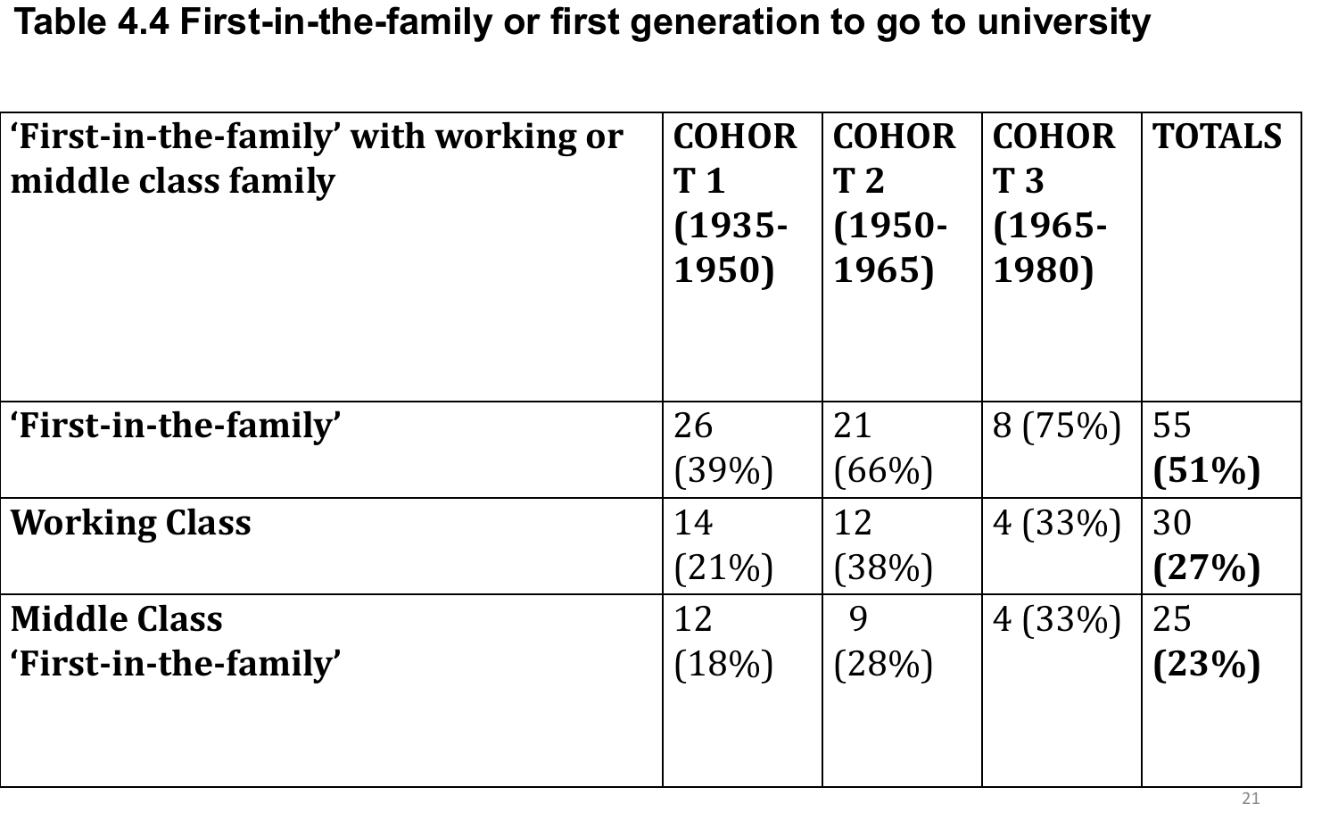**Table 4.4 First-in-the-family or first generation to go to university**

| 'First-in-the-family' with working or middle class family | COHORT 1 (1935-1950) | COHORT 2 (1950-1965) | COHORT 3 (1965-1980) | TOTALS |
|---|---|---|---|---|
| 'First-in-the-family' | 26 (39%) | 21 (66%) | 8 (75%) | 55 **(51%)** |
| Working Class | 14 (21%) | 12 (38%) | 4 (33%) | 30 **(27%)** |
| Middle Class 'First-in-the-family' | 12 (18%) | 9 (28%) | 4 (33%) | 25 **(23%)** |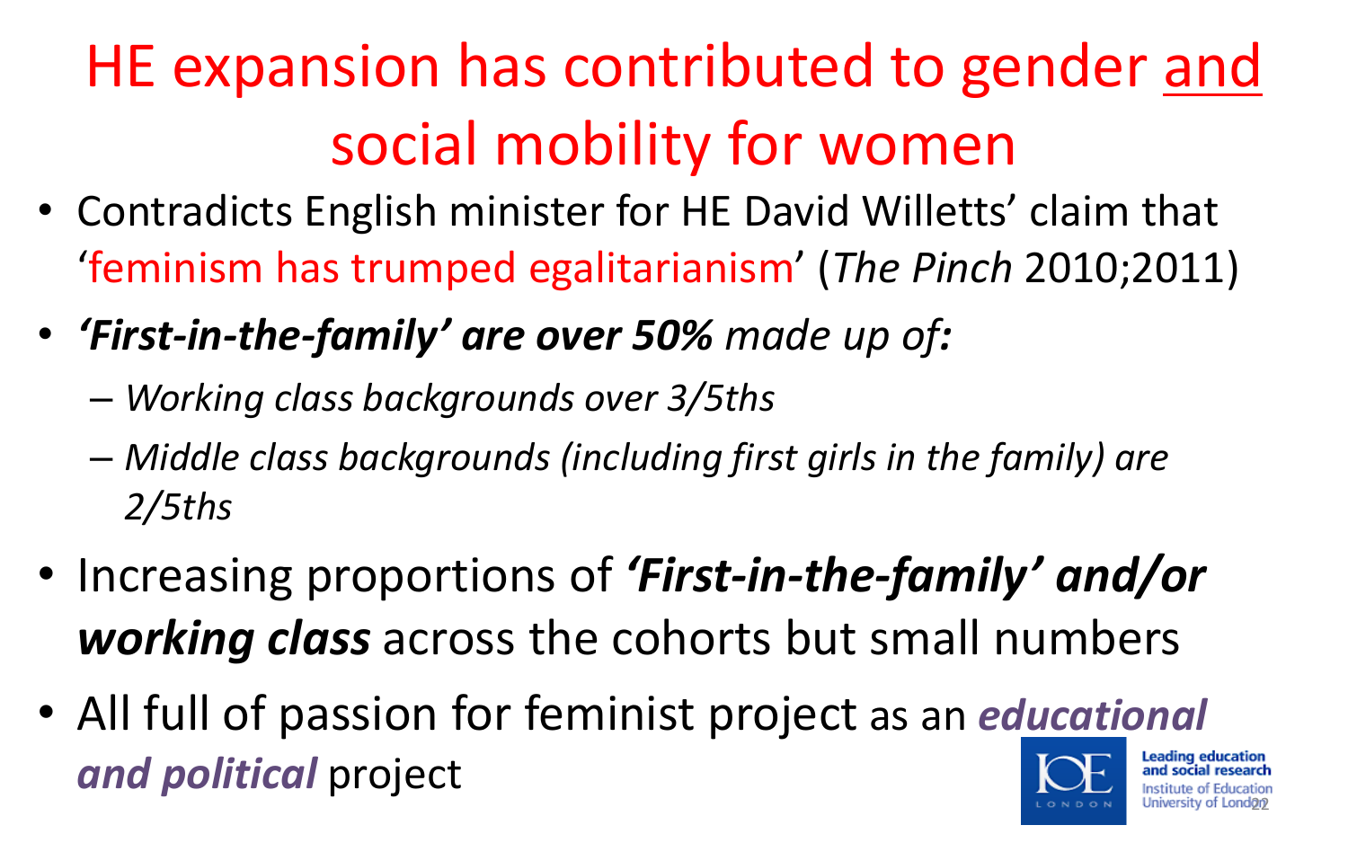# HE expansion has contributed to gender <u>and</u> social mobility for women

- Contradicts English minister for HE David Willetts' claim that 'feminism has trumped egalitarianism' (*The Pinch* 2010;2011)
- ***'First-in-the-family' are over 50%*** *made up of:*
  - *Working class backgrounds over 3/5ths*
  - *Middle class backgrounds (including first girls in the family) are 2/5ths*
- Increasing proportions of ***'First-in-the-family' and/or working class*** across the cohorts but small numbers
- All full of passion for feminist project as an ***educational and political*** project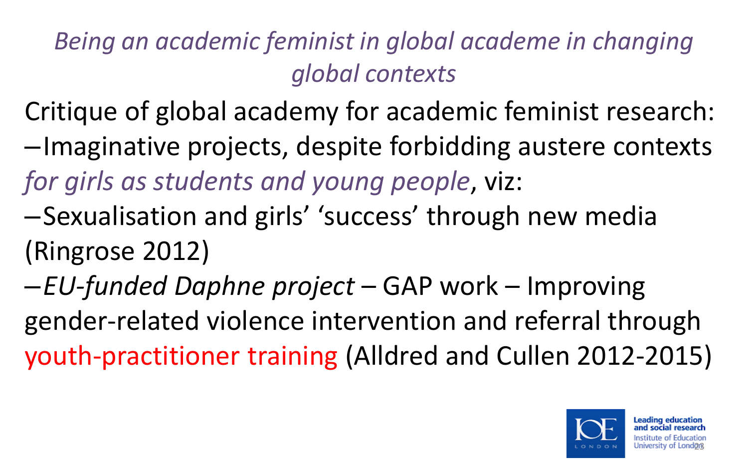## *Being an academic feminist in global academe in changing global contexts*

Critique of global academy for academic feminist research:

– Imaginative projects, despite forbidding austere contexts *for girls as students and young people*, viz:

– Sexualisation and girls' 'success' through new media (Ringrose 2012)

– *EU-funded Daphne project* – GAP work – Improving gender-related violence intervention and referral through youth-practitioner training (Alldred and Cullen 2012-2015)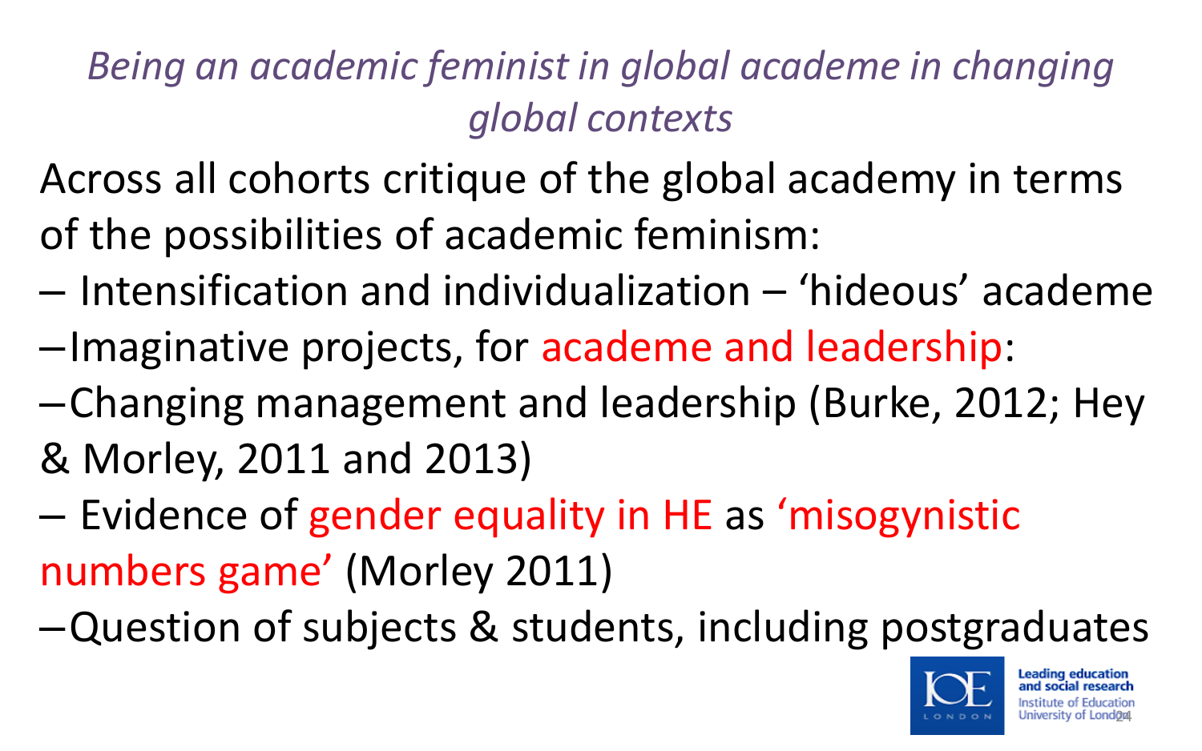## *Being an academic feminist in global academe in changing global contexts*

Across all cohorts critique of the global academy in terms of the possibilities of academic feminism:

- Intensification and individualization – 'hideous' academe
- Imaginative projects, for academe and leadership:
- Changing management and leadership (Burke, 2012; Hey & Morley, 2011 and 2013)
- Evidence of gender equality in HE as 'misogynistic numbers game' (Morley 2011)
- Question of subjects & students, including postgraduates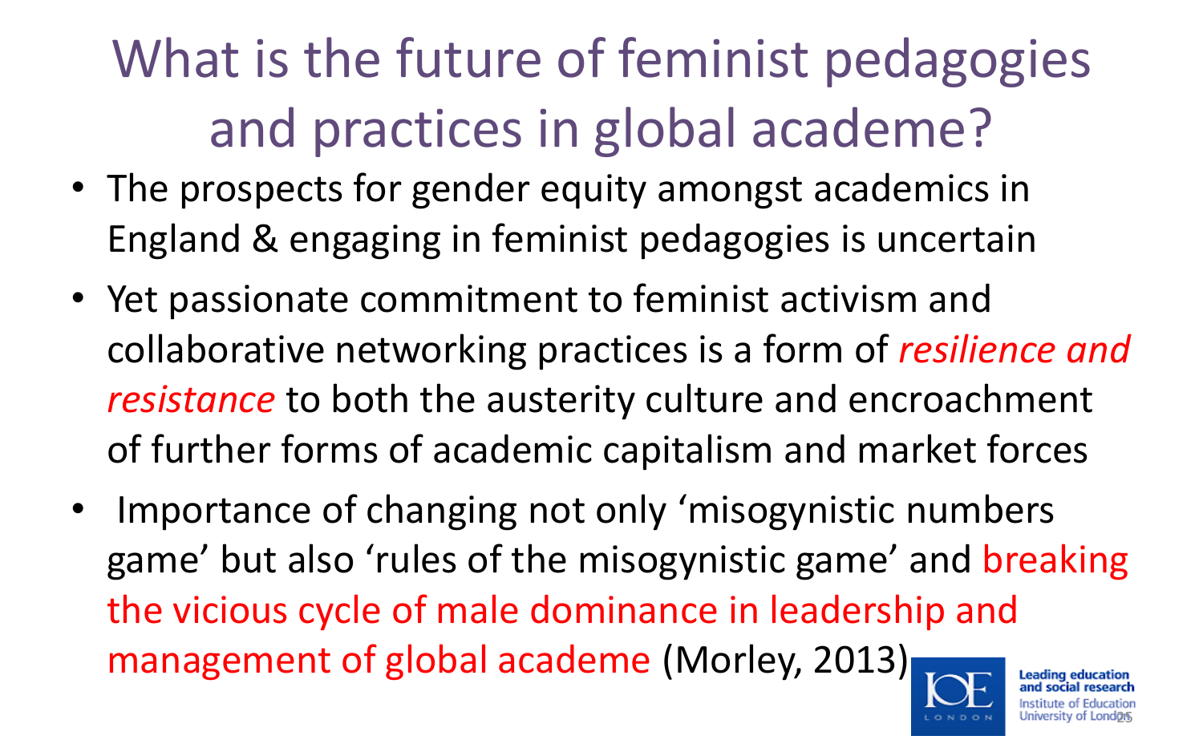# What is the future of feminist pedagogies and practices in global academe?

- The prospects for gender equity amongst academics in England & engaging in feminist pedagogies is uncertain
- Yet passionate commitment to feminist activism and collaborative networking practices is a form of *resilience and resistance* to both the austerity culture and encroachment of further forms of academic capitalism and market forces
- Importance of changing not only 'misogynistic numbers game' but also 'rules of the misogynistic game' and breaking the vicious cycle of male dominance in leadership and management of global academe (Morley, 2013)

IOE LONDON

Leading education and social research

Institute of Education
University of London